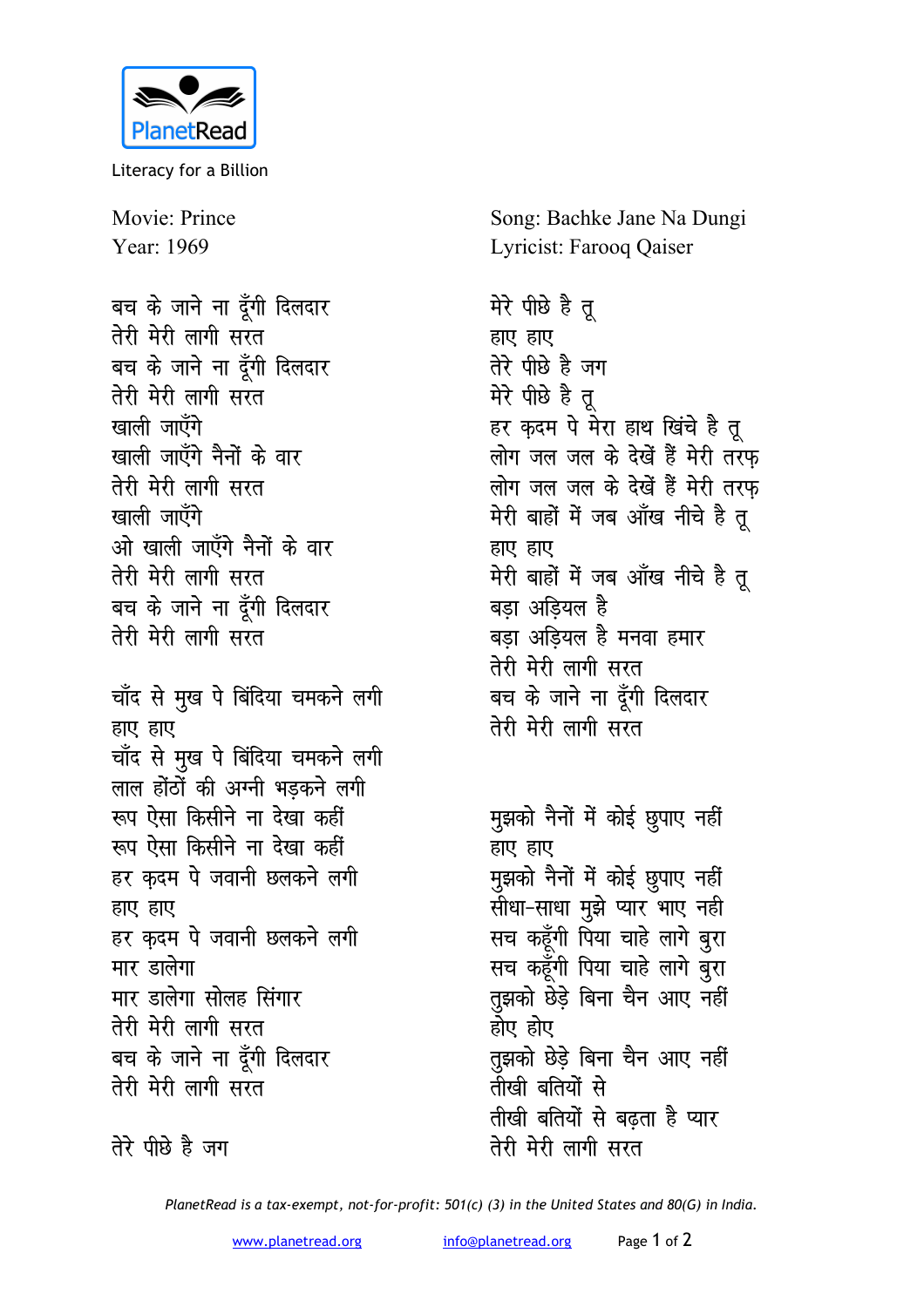PlanetRead

Literacy for a Billion

Movie: Prince
Year: 1969

Song: Bachke Jane Na Dungi
Lyricist: Farooq Qaiser

बच के जाने ना दूँगी दिलदार
तेरी मेरी लागी सरत
बच के जाने ना दूँगी दिलदार
तेरी मेरी लागी सरत
खाली जाएँगे
खाली जाएँगे नैनों के वार
तेरी मेरी लागी सरत
खाली जाएँगे
ओ खाली जाएँगे नैनों के वार
तेरी मेरी लागी सरत
बच के जाने ना दूँगी दिलदार
तेरी मेरी लागी सरत

चाँद से मुख पे बिंदिया चमकने लगी
हाए हाए
चाँद से मुख पे बिंदिया चमकने लगी
लाल होंठों की अग्नी भड़कने लगी
रूप ऐसा किसीने ना देखा कहीं
रूप ऐसा किसीने ना देखा कहीं
हर क़दम पे जवानी छलकने लगी
हाए हाए
हर क़दम पे जवानी छलकने लगी
मार डालेगा
मार डालेगा सोलह सिंगार
तेरी मेरी लागी सरत
बच के जाने ना दूँगी दिलदार
तेरी मेरी लागी सरत

तेरे पीछे है जग
मेरे पीछे है तू
हाए हाए
तेरे पीछे है जग
मेरे पीछे है तू
हर क़दम पे मेरा हाथ खिंचे है तू
लोग जल जल के देखें हैं मेरी तरफ़
लोग जल जल के देखें हैं मेरी तरफ़
मेरी बाहों में जब आँख नीचे है तू
हाए हाए
मेरी बाहों में जब आँख नीचे है तू
बड़ा अड़ियल है
बड़ा अड़ियल है मनवा हमार
तेरी मेरी लागी सरत
बच के जाने ना दूँगी दिलदार
तेरी मेरी लागी सरत

मुझको नैनों में कोई छुपाए नहीं
हाए हाए
मुझको नैनों में कोई छुपाए नहीं
सीधा-साधा मुझे प्यार भाए नही
सच कहूँगी पिया चाहे लागे बुरा
सच कहूँगी पिया चाहे लागे बुरा
तुझको छेड़े बिना चैन आए नहीं
होए होए
तुझको छेड़े बिना चैन आए नहीं
तीखी बतियों से
तीखी बतियों से बढ़ता है प्यार
तेरी मेरी लागी सरत

*PlanetRead is a tax-exempt, not-for-profit: 501(c) (3) in the United States and 80(G) in India.*

www.planetread.org info@planetread.org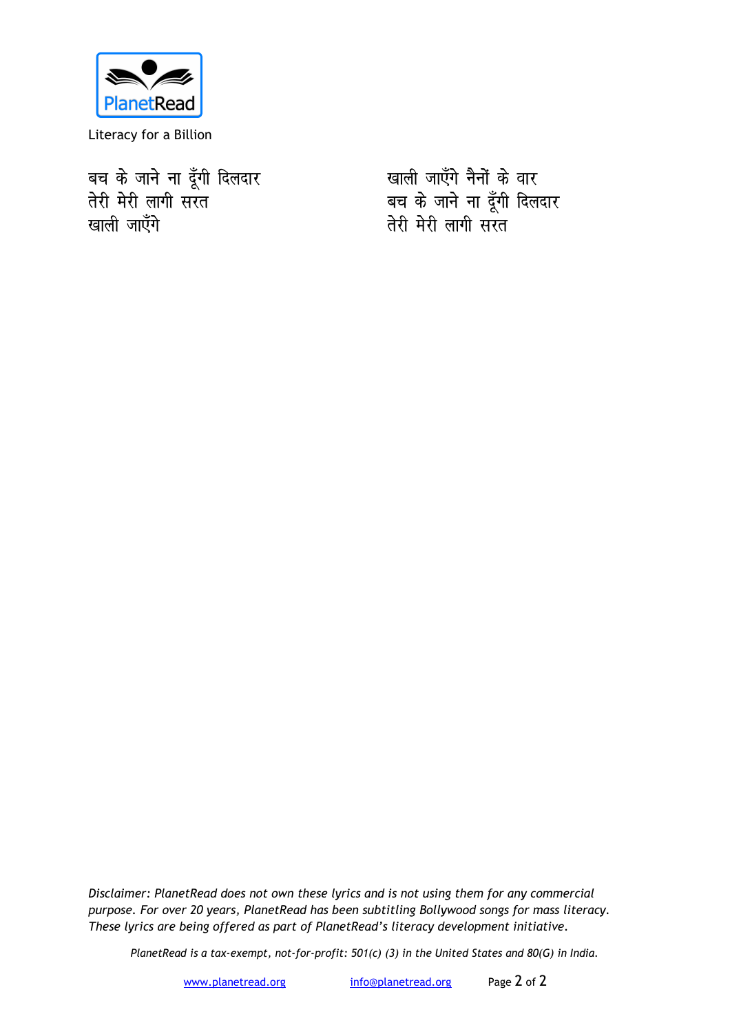PlanetRead

Literacy for a Billion

बच के जाने ना दूँगी दिलदार
तेरी मेरी लागी सरत
खाली जाएँगे

खाली जाएँगे नैनों के वार
बच के जाने ना दूँगी दिलदार
तेरी मेरी लागी सरत

*Disclaimer: PlanetRead does not own these lyrics and is not using them for any commercial purpose. For over 20 years, PlanetRead has been subtitling Bollywood songs for mass literacy. These lyrics are being offered as part of PlanetRead's literacy development initiative.*

*PlanetRead is a tax-exempt, not-for-profit: 501(c) (3) in the United States and 80(G) in India.*

www.planetread.org info@planetread.org